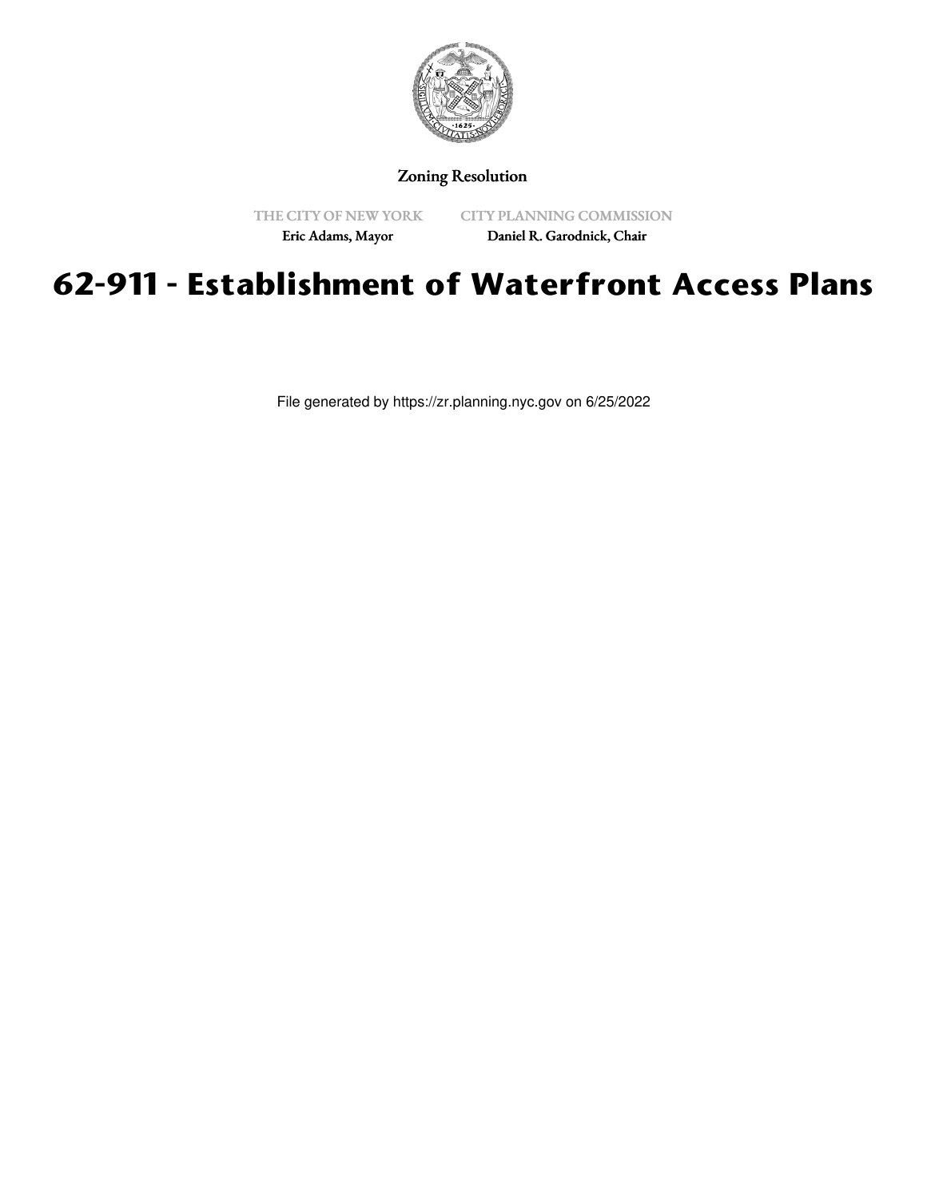Zoning Resolution

THE CITY OF NEW YORK
Eric Adams, Mayor

CITY PLANNING COMMISSION
Daniel R. Garodnick, Chair

# 62-911 - Establishment of Waterfront Access Plans

File generated by https://zr.planning.nyc.gov on 6/25/2022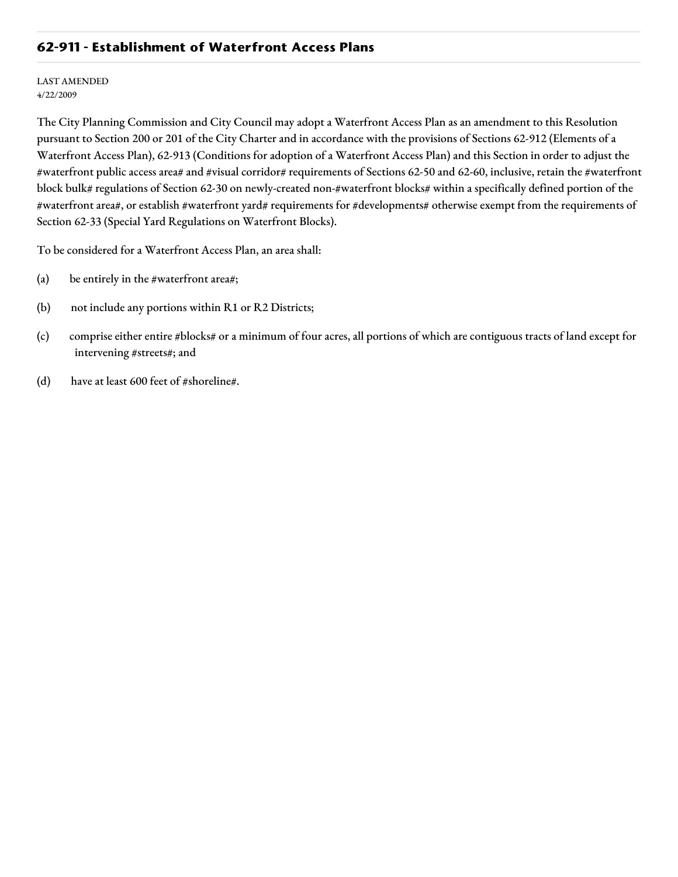## 62-911 - Establishment of Waterfront Access Plans

LAST AMENDED
4/22/2009

The City Planning Commission and City Council may adopt a Waterfront Access Plan as an amendment to this Resolution pursuant to Section 200 or 201 of the City Charter and in accordance with the provisions of Sections 62-912 (Elements of a Waterfront Access Plan), 62-913 (Conditions for adoption of a Waterfront Access Plan) and this Section in order to adjust the #waterfront public access area# and #visual corridor# requirements of Sections 62-50 and 62-60, inclusive, retain the #waterfront block bulk# regulations of Section 62-30 on newly-created non-#waterfront blocks# within a specifically defined portion of the #waterfront area#, or establish #waterfront yard# requirements for #developments# otherwise exempt from the requirements of Section 62-33 (Special Yard Regulations on Waterfront Blocks).

To be considered for a Waterfront Access Plan, an area shall:

(a) be entirely in the #waterfront area#;

(b) not include any portions within R1 or R2 Districts;

(c) comprise either entire #blocks# or a minimum of four acres, all portions of which are contiguous tracts of land except for intervening #streets#; and

(d) have at least 600 feet of #shoreline#.